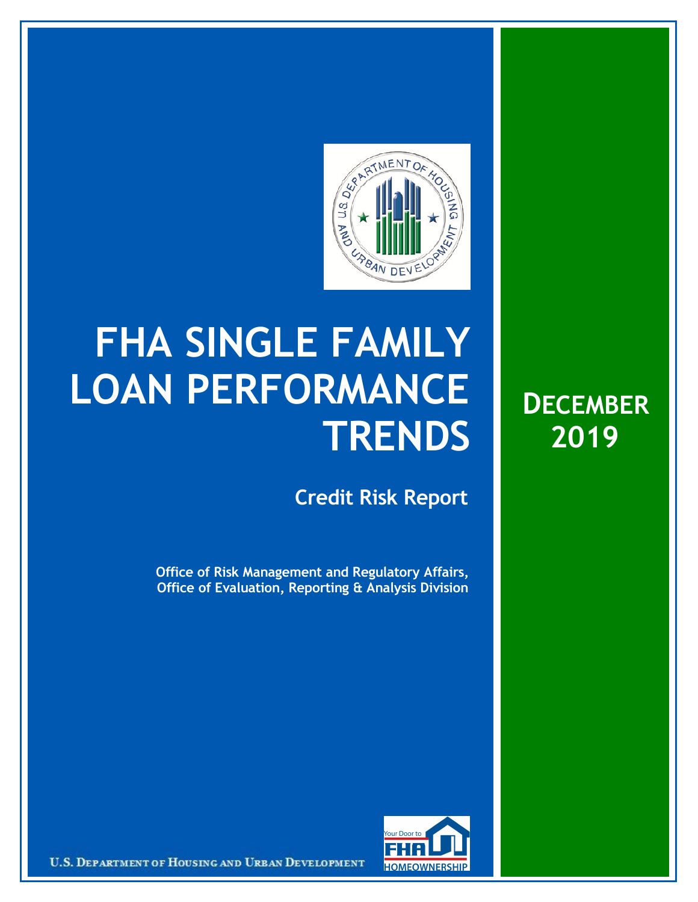# FHA SINGLE FAMILY LOAN PERFORMANCE TRENDS

## Credit Risk Report

**Office of Risk Management and Regulatory Affairs, Office of Evaluation, Reporting & Analysis Division**

**DECEMBER 2019**

U.S. DEPARTMENT OF HOUSING AND URBAN DEVELOPMENT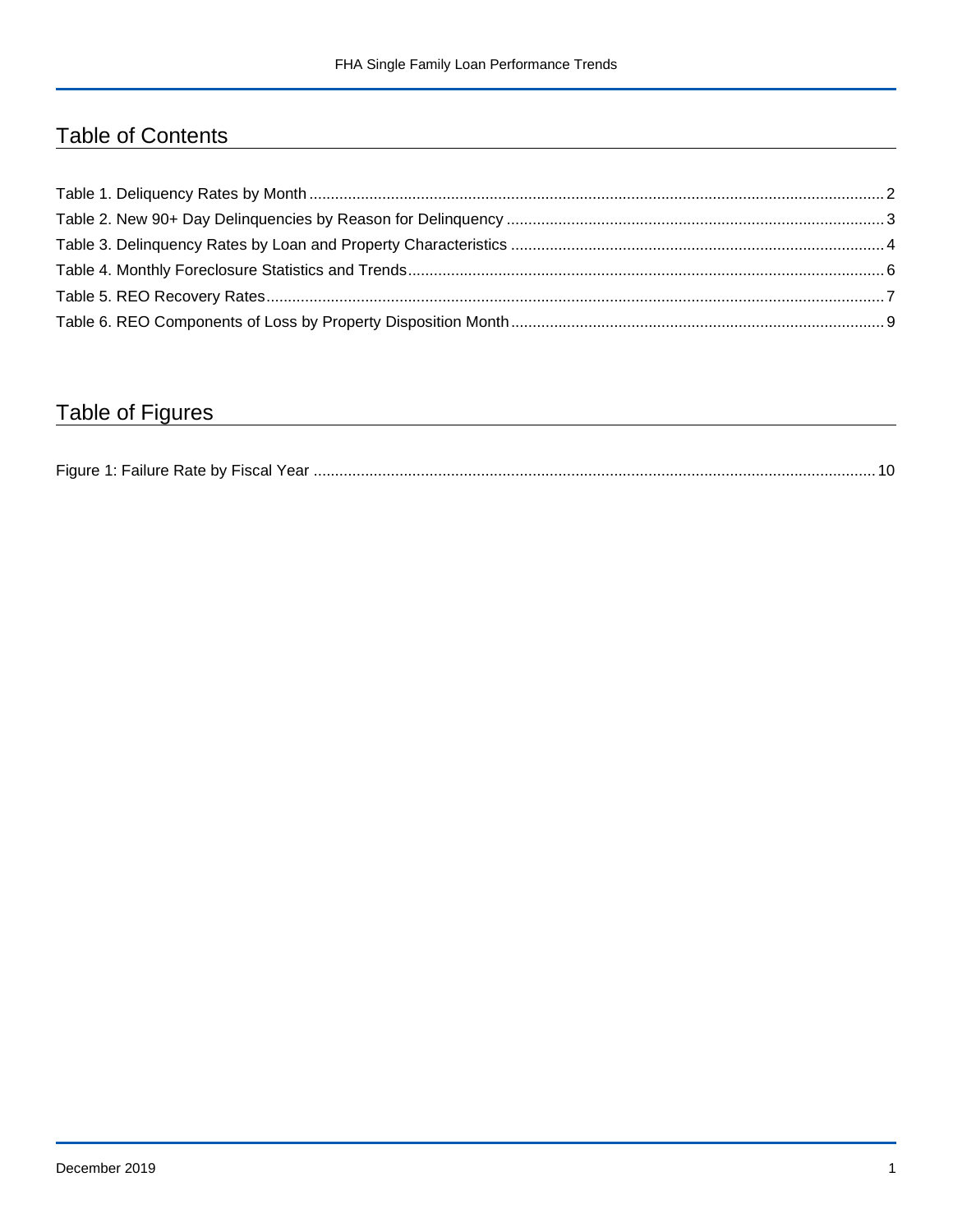# Table of Contents

Table 1. Deliquency Rates by Month ..... 2

Table 2. New 90+ Day Delinquencies by Reason for Delinquency ..... 3

Table 3. Delinquency Rates by Loan and Property Characteristics ..... 4

Table 4. Monthly Foreclosure Statistics and Trends ..... 6

Table 5. REO Recovery Rates ..... 7

Table 6. REO Components of Loss by Property Disposition Month ..... 9

# Table of Figures

Figure 1: Failure Rate by Fiscal Year ..... 10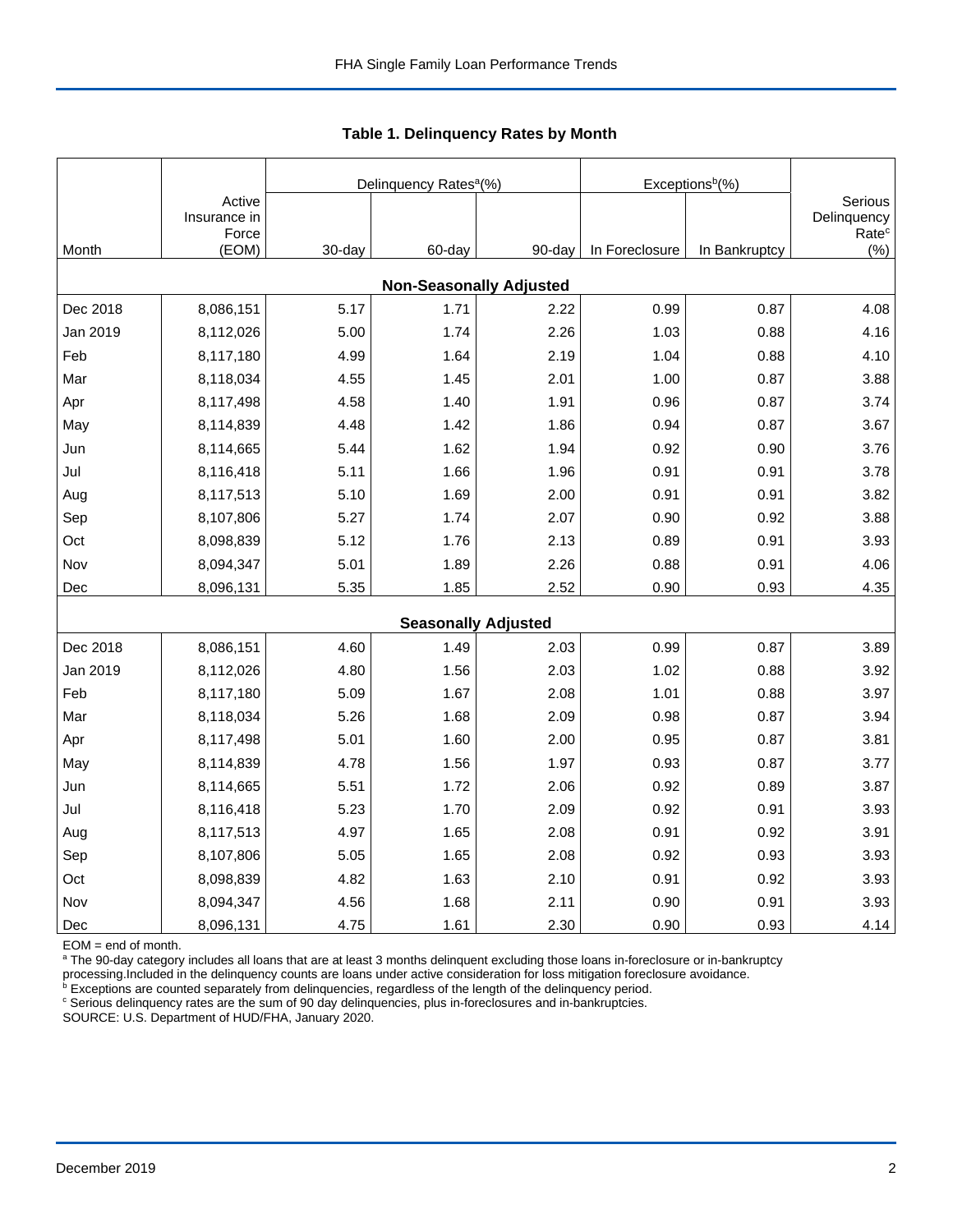### Table 1. Delinquency Rates by Month

| Month | Active Insurance in Force (EOM) | Delinquency Rates[a](%) | | | Exceptions[b](%) | | Serious Delinquency Rate[c] (%) |
|---|---|---|---|---|---|---|---|
| | | 30-day | 60-day | 90-day | In Foreclosure | In Bankruptcy | |
| **Non-Seasonally Adjusted** | | | | | | | |
| Dec 2018 | 8,086,151 | 5.17 | 1.71 | 2.22 | 0.99 | 0.87 | 4.08 |
| Jan 2019 | 8,112,026 | 5.00 | 1.74 | 2.26 | 1.03 | 0.88 | 4.16 |
| Feb | 8,117,180 | 4.99 | 1.64 | 2.19 | 1.04 | 0.88 | 4.10 |
| Mar | 8,118,034 | 4.55 | 1.45 | 2.01 | 1.00 | 0.87 | 3.88 |
| Apr | 8,117,498 | 4.58 | 1.40 | 1.91 | 0.96 | 0.87 | 3.74 |
| May | 8,114,839 | 4.48 | 1.42 | 1.86 | 0.94 | 0.87 | 3.67 |
| Jun | 8,114,665 | 5.44 | 1.62 | 1.94 | 0.92 | 0.90 | 3.76 |
| Jul | 8,116,418 | 5.11 | 1.66 | 1.96 | 0.91 | 0.91 | 3.78 |
| Aug | 8,117,513 | 5.10 | 1.69 | 2.00 | 0.91 | 0.91 | 3.82 |
| Sep | 8,107,806 | 5.27 | 1.74 | 2.07 | 0.90 | 0.92 | 3.88 |
| Oct | 8,098,839 | 5.12 | 1.76 | 2.13 | 0.89 | 0.91 | 3.93 |
| Nov | 8,094,347 | 5.01 | 1.89 | 2.26 | 0.88 | 0.91 | 4.06 |
| Dec | 8,096,131 | 5.35 | 1.85 | 2.52 | 0.90 | 0.93 | 4.35 |
| **Seasonally Adjusted** | | | | | | | |
| Dec 2018 | 8,086,151 | 4.60 | 1.49 | 2.03 | 0.99 | 0.87 | 3.89 |
| Jan 2019 | 8,112,026 | 4.80 | 1.56 | 2.03 | 1.02 | 0.88 | 3.92 |
| Feb | 8,117,180 | 5.09 | 1.67 | 2.08 | 1.01 | 0.88 | 3.97 |
| Mar | 8,118,034 | 5.26 | 1.68 | 2.09 | 0.98 | 0.87 | 3.94 |
| Apr | 8,117,498 | 5.01 | 1.60 | 2.00 | 0.95 | 0.87 | 3.81 |
| May | 8,114,839 | 4.78 | 1.56 | 1.97 | 0.93 | 0.87 | 3.77 |
| Jun | 8,114,665 | 5.51 | 1.72 | 2.06 | 0.92 | 0.89 | 3.87 |
| Jul | 8,116,418 | 5.23 | 1.70 | 2.09 | 0.92 | 0.91 | 3.93 |
| Aug | 8,117,513 | 4.97 | 1.65 | 2.08 | 0.91 | 0.92 | 3.91 |
| Sep | 8,107,806 | 5.05 | 1.65 | 2.08 | 0.92 | 0.93 | 3.93 |
| Oct | 8,098,839 | 4.82 | 1.63 | 2.10 | 0.91 | 0.92 | 3.93 |
| Nov | 8,094,347 | 4.56 | 1.68 | 2.11 | 0.90 | 0.91 | 3.93 |
| Dec | 8,096,131 | 4.75 | 1.61 | 2.30 | 0.90 | 0.93 | 4.14 |

EOM = end of month.

[a] The 90-day category includes all loans that are at least 3 months delinquent excluding those loans in-foreclosure or in-bankruptcy processing.Included in the delinquency counts are loans under active consideration for loss mitigation foreclosure avoidance.

[b] Exceptions are counted separately from delinquencies, regardless of the length of the delinquency period.

[c] Serious delinquency rates are the sum of 90 day delinquencies, plus in-foreclosures and in-bankruptcies.

SOURCE: U.S. Department of HUD/FHA, January 2020.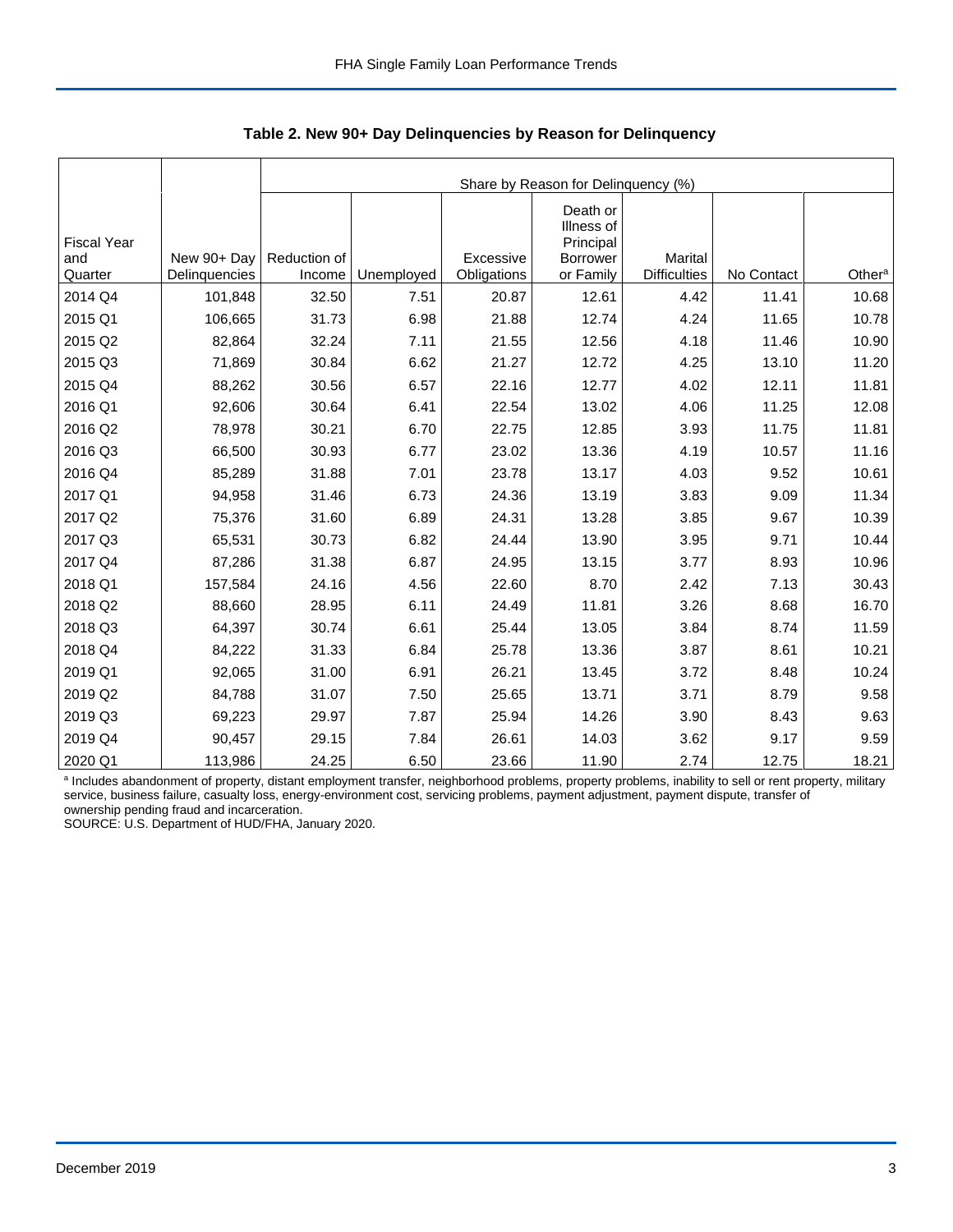**Table 2. New 90+ Day Delinquencies by Reason for Delinquency**

| Fiscal Year and Quarter | New 90+ Day Delinquencies | Share by Reason for Delinquency (%) | | | | | | |
|---|---|---|---|---|---|---|---|---|
| | | Reduction of Income | Unemployed | Excessive Obligations | Death or Illness of Principal Borrower or Family | Marital Difficulties | No Contact | Other[a] |
| 2014 Q4 | 101,848 | 32.50 | 7.51 | 20.87 | 12.61 | 4.42 | 11.41 | 10.68 |
| 2015 Q1 | 106,665 | 31.73 | 6.98 | 21.88 | 12.74 | 4.24 | 11.65 | 10.78 |
| 2015 Q2 | 82,864 | 32.24 | 7.11 | 21.55 | 12.56 | 4.18 | 11.46 | 10.90 |
| 2015 Q3 | 71,869 | 30.84 | 6.62 | 21.27 | 12.72 | 4.25 | 13.10 | 11.20 |
| 2015 Q4 | 88,262 | 30.56 | 6.57 | 22.16 | 12.77 | 4.02 | 12.11 | 11.81 |
| 2016 Q1 | 92,606 | 30.64 | 6.41 | 22.54 | 13.02 | 4.06 | 11.25 | 12.08 |
| 2016 Q2 | 78,978 | 30.21 | 6.70 | 22.75 | 12.85 | 3.93 | 11.75 | 11.81 |
| 2016 Q3 | 66,500 | 30.93 | 6.77 | 23.02 | 13.36 | 4.19 | 10.57 | 11.16 |
| 2016 Q4 | 85,289 | 31.88 | 7.01 | 23.78 | 13.17 | 4.03 | 9.52 | 10.61 |
| 2017 Q1 | 94,958 | 31.46 | 6.73 | 24.36 | 13.19 | 3.83 | 9.09 | 11.34 |
| 2017 Q2 | 75,376 | 31.60 | 6.89 | 24.31 | 13.28 | 3.85 | 9.67 | 10.39 |
| 2017 Q3 | 65,531 | 30.73 | 6.82 | 24.44 | 13.90 | 3.95 | 9.71 | 10.44 |
| 2017 Q4 | 87,286 | 31.38 | 6.87 | 24.95 | 13.15 | 3.77 | 8.93 | 10.96 |
| 2018 Q1 | 157,584 | 24.16 | 4.56 | 22.60 | 8.70 | 2.42 | 7.13 | 30.43 |
| 2018 Q2 | 88,660 | 28.95 | 6.11 | 24.49 | 11.81 | 3.26 | 8.68 | 16.70 |
| 2018 Q3 | 64,397 | 30.74 | 6.61 | 25.44 | 13.05 | 3.84 | 8.74 | 11.59 |
| 2018 Q4 | 84,222 | 31.33 | 6.84 | 25.78 | 13.36 | 3.87 | 8.61 | 10.21 |
| 2019 Q1 | 92,065 | 31.00 | 6.91 | 26.21 | 13.45 | 3.72 | 8.48 | 10.24 |
| 2019 Q2 | 84,788 | 31.07 | 7.50 | 25.65 | 13.71 | 3.71 | 8.79 | 9.58 |
| 2019 Q3 | 69,223 | 29.97 | 7.87 | 25.94 | 14.26 | 3.90 | 8.43 | 9.63 |
| 2019 Q4 | 90,457 | 29.15 | 7.84 | 26.61 | 14.03 | 3.62 | 9.17 | 9.59 |
| 2020 Q1 | 113,986 | 24.25 | 6.50 | 23.66 | 11.90 | 2.74 | 12.75 | 18.21 |

[a] Includes abandonment of property, distant employment transfer, neighborhood problems, property problems, inability to sell or rent property, military service, business failure, casualty loss, energy-environment cost, servicing problems, payment adjustment, payment dispute, transfer of ownership pending fraud and incarceration.

SOURCE: U.S. Department of HUD/FHA, January 2020.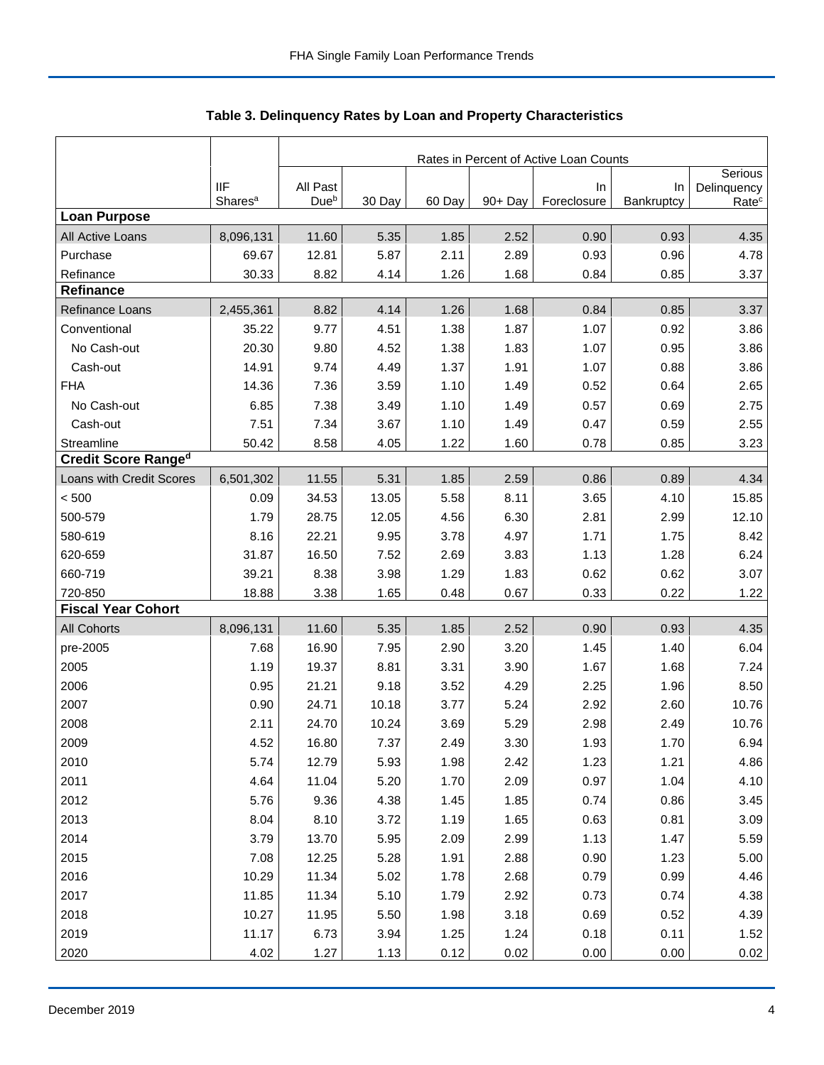## Table 3. Delinquency Rates by Loan and Property Characteristics

| | IIF Shares[a] | Rates in Percent of Active Loan Counts | | | | | | |
|---|---|---|---|---|---|---|---|---|
| | | All Past Due[b] | 30 Day | 60 Day | 90+ Day | In Foreclosure | In Bankruptcy | Serious Delinquency Rate[c] |
| **Loan Purpose** | | | | | | | | |
| All Active Loans | 8,096,131 | 11.60 | 5.35 | 1.85 | 2.52 | 0.90 | 0.93 | 4.35 |
| Purchase | 69.67 | 12.81 | 5.87 | 2.11 | 2.89 | 0.93 | 0.96 | 4.78 |
| Refinance | 30.33 | 8.82 | 4.14 | 1.26 | 1.68 | 0.84 | 0.85 | 3.37 |
| **Refinance** | | | | | | | | |
| Refinance Loans | 2,455,361 | 8.82 | 4.14 | 1.26 | 1.68 | 0.84 | 0.85 | 3.37 |
| Conventional | 35.22 | 9.77 | 4.51 | 1.38 | 1.87 | 1.07 | 0.92 | 3.86 |
| No Cash-out | 20.30 | 9.80 | 4.52 | 1.38 | 1.83 | 1.07 | 0.95 | 3.86 |
| Cash-out | 14.91 | 9.74 | 4.49 | 1.37 | 1.91 | 1.07 | 0.88 | 3.86 |
| FHA | 14.36 | 7.36 | 3.59 | 1.10 | 1.49 | 0.52 | 0.64 | 2.65 |
| No Cash-out | 6.85 | 7.38 | 3.49 | 1.10 | 1.49 | 0.57 | 0.69 | 2.75 |
| Cash-out | 7.51 | 7.34 | 3.67 | 1.10 | 1.49 | 0.47 | 0.59 | 2.55 |
| Streamline | 50.42 | 8.58 | 4.05 | 1.22 | 1.60 | 0.78 | 0.85 | 3.23 |
| **Credit Score Range[d]** | | | | | | | | |
| Loans with Credit Scores | 6,501,302 | 11.55 | 5.31 | 1.85 | 2.59 | 0.86 | 0.89 | 4.34 |
| < 500 | 0.09 | 34.53 | 13.05 | 5.58 | 8.11 | 3.65 | 4.10 | 15.85 |
| 500-579 | 1.79 | 28.75 | 12.05 | 4.56 | 6.30 | 2.81 | 2.99 | 12.10 |
| 580-619 | 8.16 | 22.21 | 9.95 | 3.78 | 4.97 | 1.71 | 1.75 | 8.42 |
| 620-659 | 31.87 | 16.50 | 7.52 | 2.69 | 3.83 | 1.13 | 1.28 | 6.24 |
| 660-719 | 39.21 | 8.38 | 3.98 | 1.29 | 1.83 | 0.62 | 0.62 | 3.07 |
| 720-850 | 18.88 | 3.38 | 1.65 | 0.48 | 0.67 | 0.33 | 0.22 | 1.22 |
| **Fiscal Year Cohort** | | | | | | | | |
| All Cohorts | 8,096,131 | 11.60 | 5.35 | 1.85 | 2.52 | 0.90 | 0.93 | 4.35 |
| pre-2005 | 7.68 | 16.90 | 7.95 | 2.90 | 3.20 | 1.45 | 1.40 | 6.04 |
| 2005 | 1.19 | 19.37 | 8.81 | 3.31 | 3.90 | 1.67 | 1.68 | 7.24 |
| 2006 | 0.95 | 21.21 | 9.18 | 3.52 | 4.29 | 2.25 | 1.96 | 8.50 |
| 2007 | 0.90 | 24.71 | 10.18 | 3.77 | 5.24 | 2.92 | 2.60 | 10.76 |
| 2008 | 2.11 | 24.70 | 10.24 | 3.69 | 5.29 | 2.98 | 2.49 | 10.76 |
| 2009 | 4.52 | 16.80 | 7.37 | 2.49 | 3.30 | 1.93 | 1.70 | 6.94 |
| 2010 | 5.74 | 12.79 | 5.93 | 1.98 | 2.42 | 1.23 | 1.21 | 4.86 |
| 2011 | 4.64 | 11.04 | 5.20 | 1.70 | 2.09 | 0.97 | 1.04 | 4.10 |
| 2012 | 5.76 | 9.36 | 4.38 | 1.45 | 1.85 | 0.74 | 0.86 | 3.45 |
| 2013 | 8.04 | 8.10 | 3.72 | 1.19 | 1.65 | 0.63 | 0.81 | 3.09 |
| 2014 | 3.79 | 13.70 | 5.95 | 2.09 | 2.99 | 1.13 | 1.47 | 5.59 |
| 2015 | 7.08 | 12.25 | 5.28 | 1.91 | 2.88 | 0.90 | 1.23 | 5.00 |
| 2016 | 10.29 | 11.34 | 5.02 | 1.78 | 2.68 | 0.79 | 0.99 | 4.46 |
| 2017 | 11.85 | 11.34 | 5.10 | 1.79 | 2.92 | 0.73 | 0.74 | 4.38 |
| 2018 | 10.27 | 11.95 | 5.50 | 1.98 | 3.18 | 0.69 | 0.52 | 4.39 |
| 2019 | 11.17 | 6.73 | 3.94 | 1.25 | 1.24 | 0.18 | 0.11 | 1.52 |
| 2020 | 4.02 | 1.27 | 1.13 | 0.12 | 0.02 | 0.00 | 0.00 | 0.02 |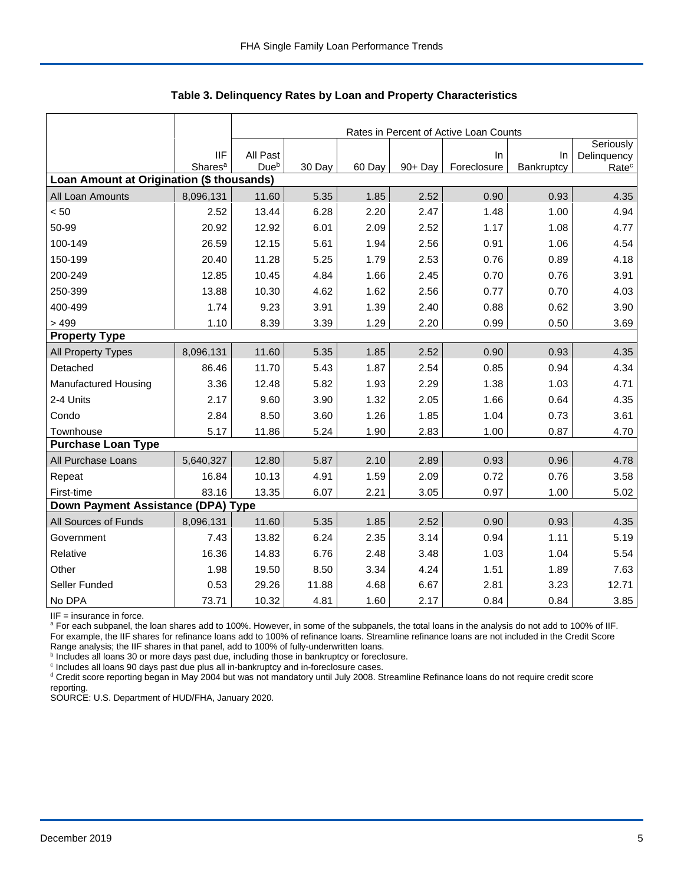**Table 3. Delinquency Rates by Loan and Property Characteristics**

| | IIF Shares[a] | Rates in Percent of Active Loan Counts | | | | | | |
|---|---|---|---|---|---|---|---|---|
| | | All Past Due[b] | 30 Day | 60 Day | 90+ Day | In Foreclosure | In Bankruptcy | Seriously Delinquency Rate[c] |
| **Loan Amount at Origination ($ thousands)** | | | | | | | | |
| All Loan Amounts | 8,096,131 | 11.60 | 5.35 | 1.85 | 2.52 | 0.90 | 0.93 | 4.35 |
| < 50 | 2.52 | 13.44 | 6.28 | 2.20 | 2.47 | 1.48 | 1.00 | 4.94 |
| 50-99 | 20.92 | 12.92 | 6.01 | 2.09 | 2.52 | 1.17 | 1.08 | 4.77 |
| 100-149 | 26.59 | 12.15 | 5.61 | 1.94 | 2.56 | 0.91 | 1.06 | 4.54 |
| 150-199 | 20.40 | 11.28 | 5.25 | 1.79 | 2.53 | 0.76 | 0.89 | 4.18 |
| 200-249 | 12.85 | 10.45 | 4.84 | 1.66 | 2.45 | 0.70 | 0.76 | 3.91 |
| 250-399 | 13.88 | 10.30 | 4.62 | 1.62 | 2.56 | 0.77 | 0.70 | 4.03 |
| 400-499 | 1.74 | 9.23 | 3.91 | 1.39 | 2.40 | 0.88 | 0.62 | 3.90 |
| > 499 | 1.10 | 8.39 | 3.39 | 1.29 | 2.20 | 0.99 | 0.50 | 3.69 |
| **Property Type** | | | | | | | | |
| All Property Types | 8,096,131 | 11.60 | 5.35 | 1.85 | 2.52 | 0.90 | 0.93 | 4.35 |
| Detached | 86.46 | 11.70 | 5.43 | 1.87 | 2.54 | 0.85 | 0.94 | 4.34 |
| Manufactured Housing | 3.36 | 12.48 | 5.82 | 1.93 | 2.29 | 1.38 | 1.03 | 4.71 |
| 2-4 Units | 2.17 | 9.60 | 3.90 | 1.32 | 2.05 | 1.66 | 0.64 | 4.35 |
| Condo | 2.84 | 8.50 | 3.60 | 1.26 | 1.85 | 1.04 | 0.73 | 3.61 |
| Townhouse | 5.17 | 11.86 | 5.24 | 1.90 | 2.83 | 1.00 | 0.87 | 4.70 |
| **Purchase Loan Type** | | | | | | | | |
| All Purchase Loans | 5,640,327 | 12.80 | 5.87 | 2.10 | 2.89 | 0.93 | 0.96 | 4.78 |
| Repeat | 16.84 | 10.13 | 4.91 | 1.59 | 2.09 | 0.72 | 0.76 | 3.58 |
| First-time | 83.16 | 13.35 | 6.07 | 2.21 | 3.05 | 0.97 | 1.00 | 5.02 |
| **Down Payment Assistance (DPA) Type** | | | | | | | | |
| All Sources of Funds | 8,096,131 | 11.60 | 5.35 | 1.85 | 2.52 | 0.90 | 0.93 | 4.35 |
| Government | 7.43 | 13.82 | 6.24 | 2.35 | 3.14 | 0.94 | 1.11 | 5.19 |
| Relative | 16.36 | 14.83 | 6.76 | 2.48 | 3.48 | 1.03 | 1.04 | 5.54 |
| Other | 1.98 | 19.50 | 8.50 | 3.34 | 4.24 | 1.51 | 1.89 | 7.63 |
| Seller Funded | 0.53 | 29.26 | 11.88 | 4.68 | 6.67 | 2.81 | 3.23 | 12.71 |
| No DPA | 73.71 | 10.32 | 4.81 | 1.60 | 2.17 | 0.84 | 0.84 | 3.85 |

IIF = insurance in force.

[a] For each subpanel, the loan shares add to 100%. However, in some of the subpanels, the total loans in the analysis do not add to 100% of IIF. For example, the IIF shares for refinance loans add to 100% of refinance loans. Streamline refinance loans are not included in the Credit Score Range analysis; the IIF shares in that panel, add to 100% of fully-underwritten loans.

[b] Includes all loans 30 or more days past due, including those in bankruptcy or foreclosure.

[c] Includes all loans 90 days past due plus all in-bankruptcy and in-foreclosure cases.

[d] Credit score reporting began in May 2004 but was not mandatory until July 2008. Streamline Refinance loans do not require credit score reporting.

SOURCE: U.S. Department of HUD/FHA, January 2020.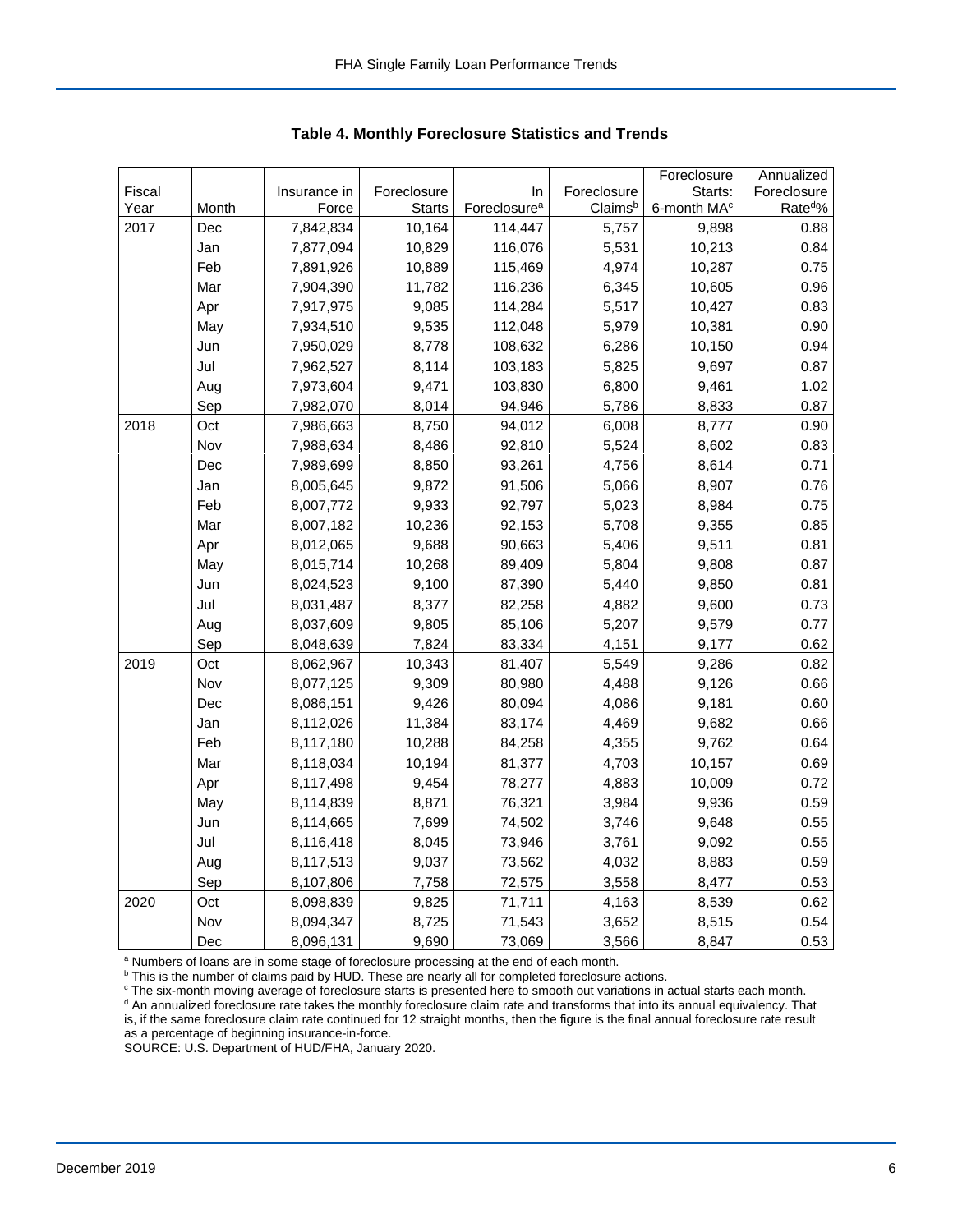## Table 4. Monthly Foreclosure Statistics and Trends

| Fiscal Year | Month | Insurance in Force | Foreclosure Starts | In Foreclosure[a] | Foreclosure Claims[b] | Foreclosure Starts: 6-month MA[c] | Annualized Foreclosure Rate[d]% |
|---|---|---|---|---|---|---|---|
| 2017 | Dec | 7,842,834 | 10,164 | 114,447 | 5,757 | 9,898 | 0.88 |
| | Jan | 7,877,094 | 10,829 | 116,076 | 5,531 | 10,213 | 0.84 |
| | Feb | 7,891,926 | 10,889 | 115,469 | 4,974 | 10,287 | 0.75 |
| | Mar | 7,904,390 | 11,782 | 116,236 | 6,345 | 10,605 | 0.96 |
| | Apr | 7,917,975 | 9,085 | 114,284 | 5,517 | 10,427 | 0.83 |
| | May | 7,934,510 | 9,535 | 112,048 | 5,979 | 10,381 | 0.90 |
| | Jun | 7,950,029 | 8,778 | 108,632 | 6,286 | 10,150 | 0.94 |
| | Jul | 7,962,527 | 8,114 | 103,183 | 5,825 | 9,697 | 0.87 |
| | Aug | 7,973,604 | 9,471 | 103,830 | 6,800 | 9,461 | 1.02 |
| | Sep | 7,982,070 | 8,014 | 94,946 | 5,786 | 8,833 | 0.87 |
| 2018 | Oct | 7,986,663 | 8,750 | 94,012 | 6,008 | 8,777 | 0.90 |
| | Nov | 7,988,634 | 8,486 | 92,810 | 5,524 | 8,602 | 0.83 |
| | Dec | 7,989,699 | 8,850 | 93,261 | 4,756 | 8,614 | 0.71 |
| | Jan | 8,005,645 | 9,872 | 91,506 | 5,066 | 8,907 | 0.76 |
| | Feb | 8,007,772 | 9,933 | 92,797 | 5,023 | 8,984 | 0.75 |
| | Mar | 8,007,182 | 10,236 | 92,153 | 5,708 | 9,355 | 0.85 |
| | Apr | 8,012,065 | 9,688 | 90,663 | 5,406 | 9,511 | 0.81 |
| | May | 8,015,714 | 10,268 | 89,409 | 5,804 | 9,808 | 0.87 |
| | Jun | 8,024,523 | 9,100 | 87,390 | 5,440 | 9,850 | 0.81 |
| | Jul | 8,031,487 | 8,377 | 82,258 | 4,882 | 9,600 | 0.73 |
| | Aug | 8,037,609 | 9,805 | 85,106 | 5,207 | 9,579 | 0.77 |
| | Sep | 8,048,639 | 7,824 | 83,334 | 4,151 | 9,177 | 0.62 |
| 2019 | Oct | 8,062,967 | 10,343 | 81,407 | 5,549 | 9,286 | 0.82 |
| | Nov | 8,077,125 | 9,309 | 80,980 | 4,488 | 9,126 | 0.66 |
| | Dec | 8,086,151 | 9,426 | 80,094 | 4,086 | 9,181 | 0.60 |
| | Jan | 8,112,026 | 11,384 | 83,174 | 4,469 | 9,682 | 0.66 |
| | Feb | 8,117,180 | 10,288 | 84,258 | 4,355 | 9,762 | 0.64 |
| | Mar | 8,118,034 | 10,194 | 81,377 | 4,703 | 10,157 | 0.69 |
| | Apr | 8,117,498 | 9,454 | 78,277 | 4,883 | 10,009 | 0.72 |
| | May | 8,114,839 | 8,871 | 76,321 | 3,984 | 9,936 | 0.59 |
| | Jun | 8,114,665 | 7,699 | 74,502 | 3,746 | 9,648 | 0.55 |
| | Jul | 8,116,418 | 8,045 | 73,946 | 3,761 | 9,092 | 0.55 |
| | Aug | 8,117,513 | 9,037 | 73,562 | 4,032 | 8,883 | 0.59 |
| | Sep | 8,107,806 | 7,758 | 72,575 | 3,558 | 8,477 | 0.53 |
| 2020 | Oct | 8,098,839 | 9,825 | 71,711 | 4,163 | 8,539 | 0.62 |
| | Nov | 8,094,347 | 8,725 | 71,543 | 3,652 | 8,515 | 0.54 |
| | Dec | 8,096,131 | 9,690 | 73,069 | 3,566 | 8,847 | 0.53 |

[a] Numbers of loans are in some stage of foreclosure processing at the end of each month.
[b] This is the number of claims paid by HUD. These are nearly all for completed foreclosure actions.
[c] The six-month moving average of foreclosure starts is presented here to smooth out variations in actual starts each month.
[d] An annualized foreclosure rate takes the monthly foreclosure claim rate and transforms that into its annual equivalency. That is, if the same foreclosure claim rate continued for 12 straight months, then the figure is the final annual foreclosure rate result as a percentage of beginning insurance-in-force.
SOURCE: U.S. Department of HUD/FHA, January 2020.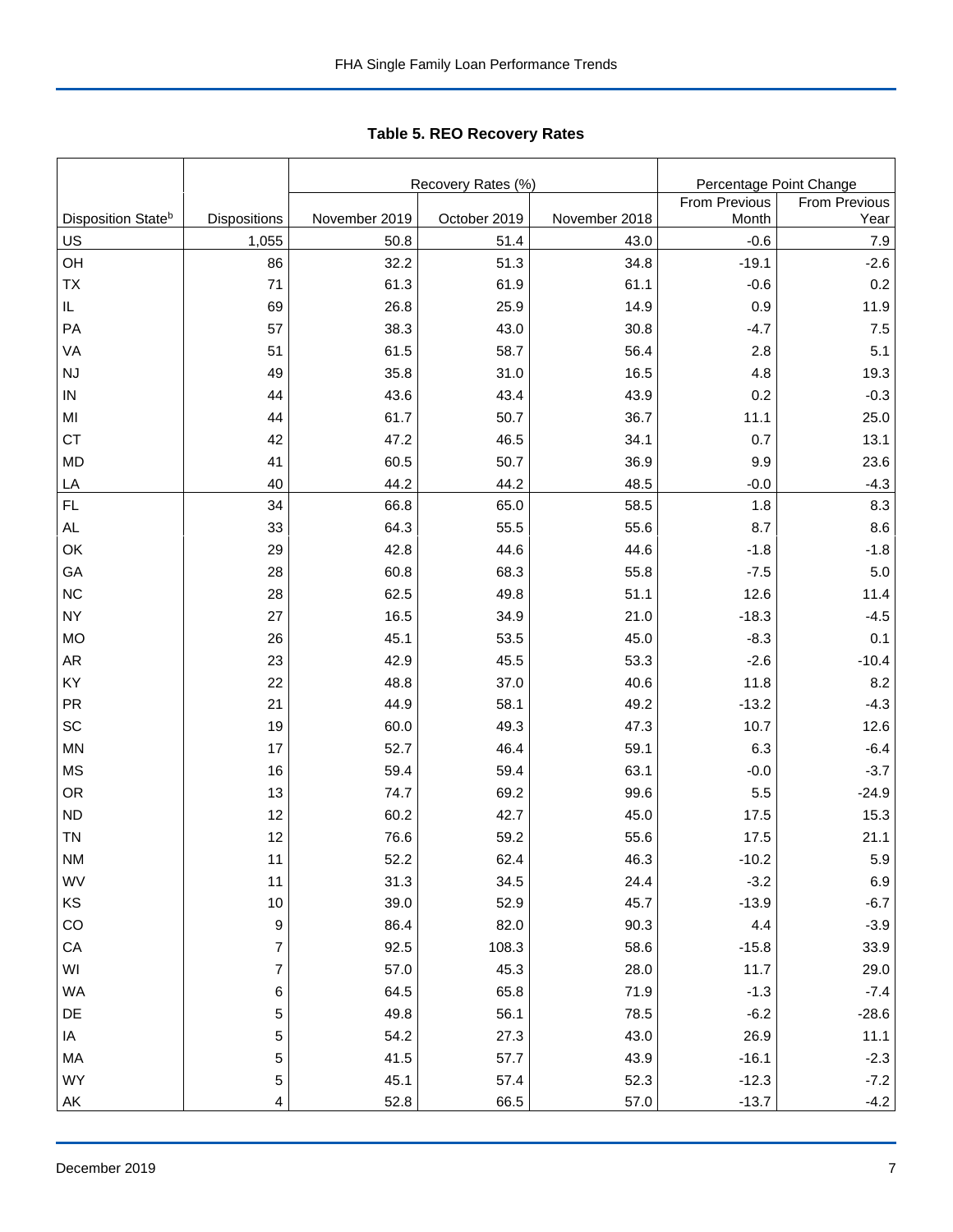**Table 5. REO Recovery Rates**

| | | Recovery Rates (%) | | | Percentage Point Change | |
|---|---|---|---|---|---|---|
| Disposition State[b] | Dispositions | November 2019 | October 2019 | November 2018 | From Previous Month | From Previous Year |
| US | 1,055 | 50.8 | 51.4 | 43.0 | -0.6 | 7.9 |
| OH | 86 | 32.2 | 51.3 | 34.8 | -19.1 | -2.6 |
| TX | 71 | 61.3 | 61.9 | 61.1 | -0.6 | 0.2 |
| IL | 69 | 26.8 | 25.9 | 14.9 | 0.9 | 11.9 |
| PA | 57 | 38.3 | 43.0 | 30.8 | -4.7 | 7.5 |
| VA | 51 | 61.5 | 58.7 | 56.4 | 2.8 | 5.1 |
| NJ | 49 | 35.8 | 31.0 | 16.5 | 4.8 | 19.3 |
| IN | 44 | 43.6 | 43.4 | 43.9 | 0.2 | -0.3 |
| MI | 44 | 61.7 | 50.7 | 36.7 | 11.1 | 25.0 |
| CT | 42 | 47.2 | 46.5 | 34.1 | 0.7 | 13.1 |
| MD | 41 | 60.5 | 50.7 | 36.9 | 9.9 | 23.6 |
| LA | 40 | 44.2 | 44.2 | 48.5 | -0.0 | -4.3 |
| FL | 34 | 66.8 | 65.0 | 58.5 | 1.8 | 8.3 |
| AL | 33 | 64.3 | 55.5 | 55.6 | 8.7 | 8.6 |
| OK | 29 | 42.8 | 44.6 | 44.6 | -1.8 | -1.8 |
| GA | 28 | 60.8 | 68.3 | 55.8 | -7.5 | 5.0 |
| NC | 28 | 62.5 | 49.8 | 51.1 | 12.6 | 11.4 |
| NY | 27 | 16.5 | 34.9 | 21.0 | -18.3 | -4.5 |
| MO | 26 | 45.1 | 53.5 | 45.0 | -8.3 | 0.1 |
| AR | 23 | 42.9 | 45.5 | 53.3 | -2.6 | -10.4 |
| KY | 22 | 48.8 | 37.0 | 40.6 | 11.8 | 8.2 |
| PR | 21 | 44.9 | 58.1 | 49.2 | -13.2 | -4.3 |
| SC | 19 | 60.0 | 49.3 | 47.3 | 10.7 | 12.6 |
| MN | 17 | 52.7 | 46.4 | 59.1 | 6.3 | -6.4 |
| MS | 16 | 59.4 | 59.4 | 63.1 | -0.0 | -3.7 |
| OR | 13 | 74.7 | 69.2 | 99.6 | 5.5 | -24.9 |
| ND | 12 | 60.2 | 42.7 | 45.0 | 17.5 | 15.3 |
| TN | 12 | 76.6 | 59.2 | 55.6 | 17.5 | 21.1 |
| NM | 11 | 52.2 | 62.4 | 46.3 | -10.2 | 5.9 |
| WV | 11 | 31.3 | 34.5 | 24.4 | -3.2 | 6.9 |
| KS | 10 | 39.0 | 52.9 | 45.7 | -13.9 | -6.7 |
| CO | 9 | 86.4 | 82.0 | 90.3 | 4.4 | -3.9 |
| CA | 7 | 92.5 | 108.3 | 58.6 | -15.8 | 33.9 |
| WI | 7 | 57.0 | 45.3 | 28.0 | 11.7 | 29.0 |
| WA | 6 | 64.5 | 65.8 | 71.9 | -1.3 | -7.4 |
| DE | 5 | 49.8 | 56.1 | 78.5 | -6.2 | -28.6 |
| IA | 5 | 54.2 | 27.3 | 43.0 | 26.9 | 11.1 |
| MA | 5 | 41.5 | 57.7 | 43.9 | -16.1 | -2.3 |
| WY | 5 | 45.1 | 57.4 | 52.3 | -12.3 | -7.2 |
| AK | 4 | 52.8 | 66.5 | 57.0 | -13.7 | -4.2 |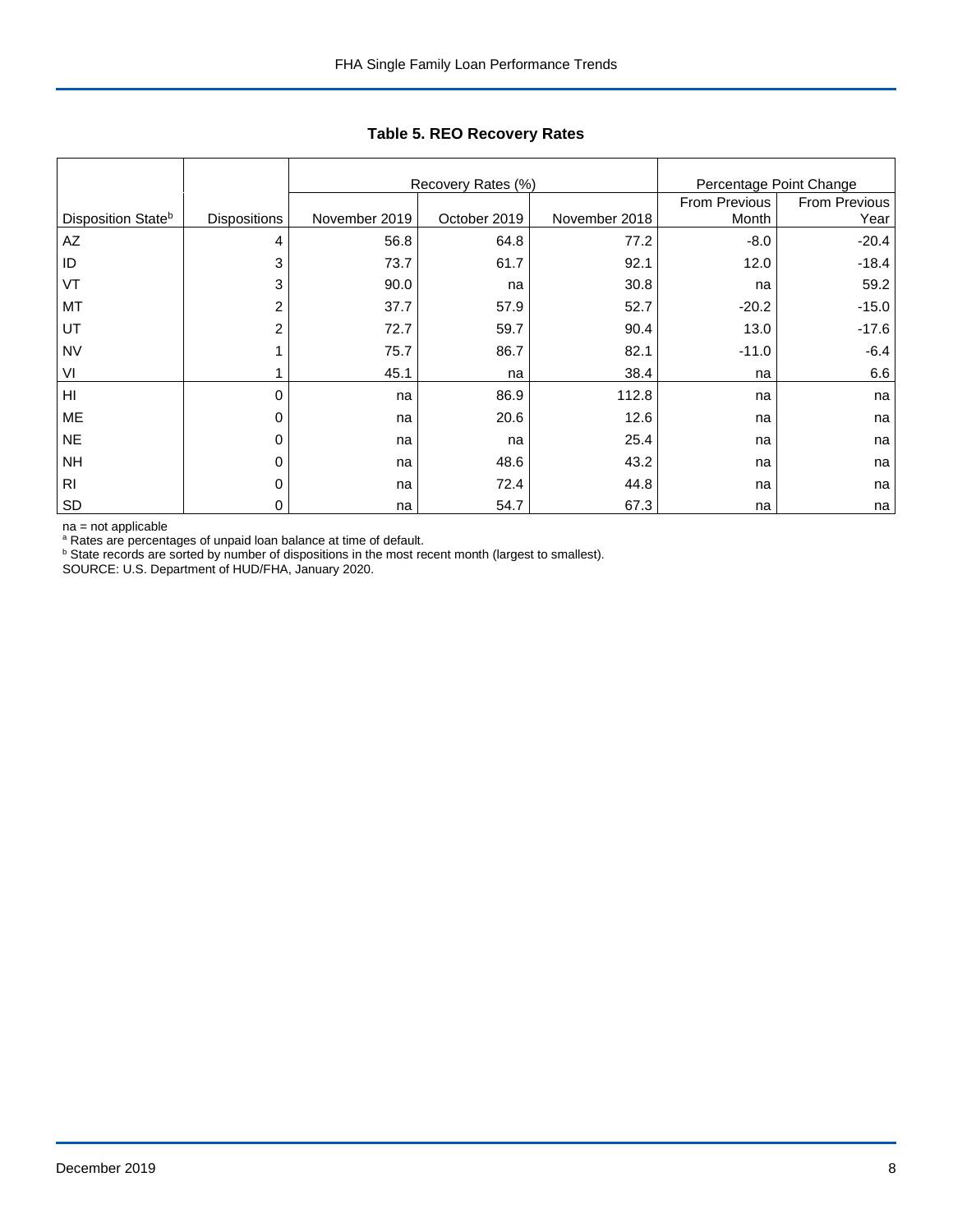## Table 5. REO Recovery Rates

| Disposition State[b] | Dispositions | Recovery Rates (%) | | | Percentage Point Change | |
|---|---|---|---|---|---|---|
| | | November 2019 | October 2019 | November 2018 | From Previous Month | From Previous Year |
| AZ | 4 | 56.8 | 64.8 | 77.2 | -8.0 | -20.4 |
| ID | 3 | 73.7 | 61.7 | 92.1 | 12.0 | -18.4 |
| VT | 3 | 90.0 | na | 30.8 | na | 59.2 |
| MT | 2 | 37.7 | 57.9 | 52.7 | -20.2 | -15.0 |
| UT | 2 | 72.7 | 59.7 | 90.4 | 13.0 | -17.6 |
| NV | 1 | 75.7 | 86.7 | 82.1 | -11.0 | -6.4 |
| VI | 1 | 45.1 | na | 38.4 | na | 6.6 |
| HI | 0 | na | 86.9 | 112.8 | na | na |
| ME | 0 | na | 20.6 | 12.6 | na | na |
| NE | 0 | na | na | 25.4 | na | na |
| NH | 0 | na | 48.6 | 43.2 | na | na |
| RI | 0 | na | 72.4 | 44.8 | na | na |
| SD | 0 | na | 54.7 | 67.3 | na | na |

na = not applicable

[a] Rates are percentages of unpaid loan balance at time of default.

[b] State records are sorted by number of dispositions in the most recent month (largest to smallest).

SOURCE: U.S. Department of HUD/FHA, January 2020.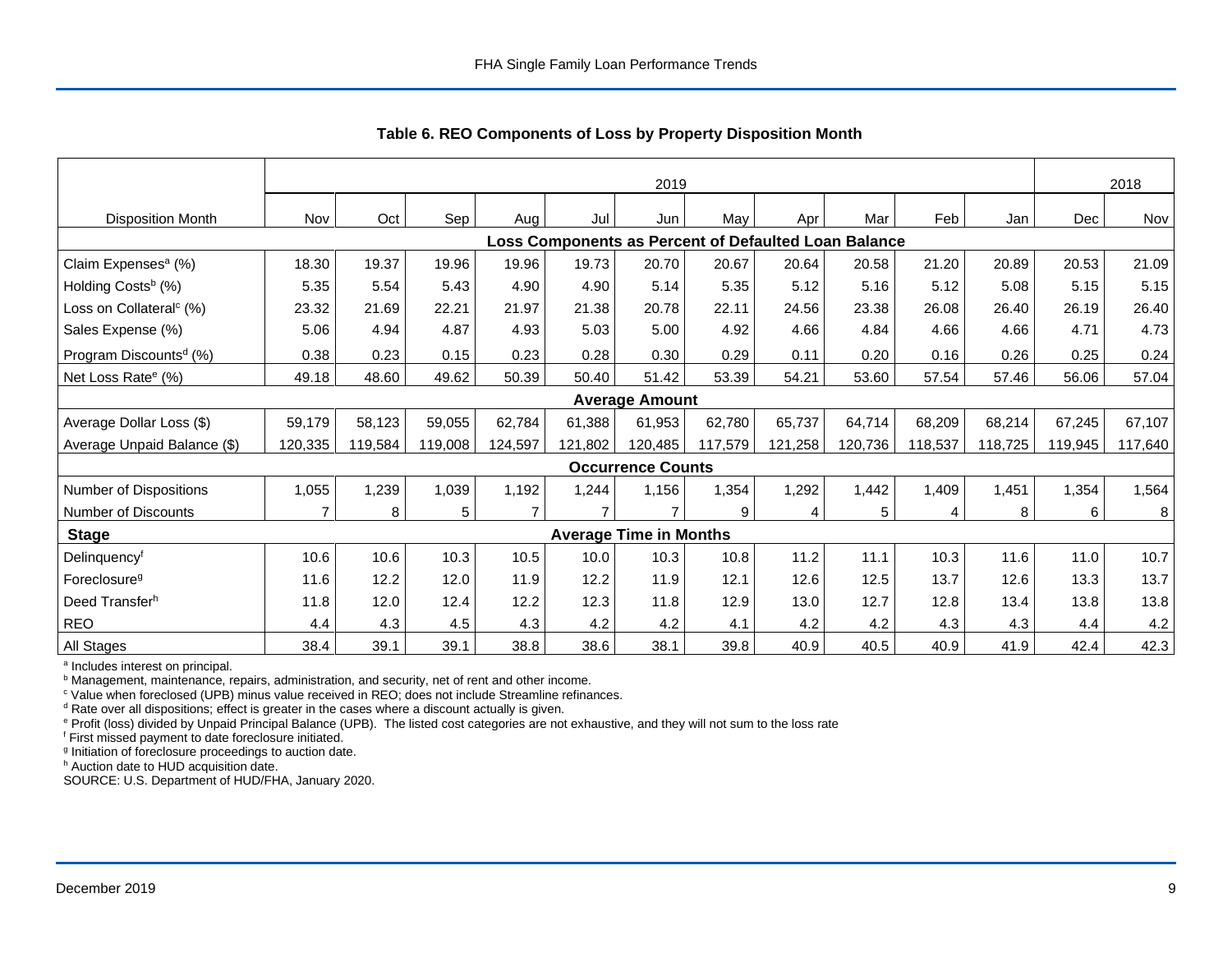## Table 6. REO Components of Loss by Property Disposition Month

| | 2019 | | | | | | | | | | | 2018 | |
|---|---|---|---|---|---|---|---|---|---|---|---|---|---|
| Disposition Month | Nov | Oct | Sep | Aug | Jul | Jun | May | Apr | Mar | Feb | Jan | Dec | Nov |
| **Loss Components as Percent of Defaulted Loan Balance** | | | | | | | | | | | | | |
| Claim Expenses[a] (%) | 18.30 | 19.37 | 19.96 | 19.96 | 19.73 | 20.70 | 20.67 | 20.64 | 20.58 | 21.20 | 20.89 | 20.53 | 21.09 |
| Holding Costs[b] (%) | 5.35 | 5.54 | 5.43 | 4.90 | 4.90 | 5.14 | 5.35 | 5.12 | 5.16 | 5.12 | 5.08 | 5.15 | 5.15 |
| Loss on Collateral[c] (%) | 23.32 | 21.69 | 22.21 | 21.97 | 21.38 | 20.78 | 22.11 | 24.56 | 23.38 | 26.08 | 26.40 | 26.19 | 26.40 |
| Sales Expense (%) | 5.06 | 4.94 | 4.87 | 4.93 | 5.03 | 5.00 | 4.92 | 4.66 | 4.84 | 4.66 | 4.66 | 4.71 | 4.73 |
| Program Discounts[d] (%) | 0.38 | 0.23 | 0.15 | 0.23 | 0.28 | 0.30 | 0.29 | 0.11 | 0.20 | 0.16 | 0.26 | 0.25 | 0.24 |
| Net Loss Rate[e] (%) | 49.18 | 48.60 | 49.62 | 50.39 | 50.40 | 51.42 | 53.39 | 54.21 | 53.60 | 57.54 | 57.46 | 56.06 | 57.04 |
| **Average Amount** | | | | | | | | | | | | | |
| Average Dollar Loss ($) | 59,179 | 58,123 | 59,055 | 62,784 | 61,388 | 61,953 | 62,780 | 65,737 | 64,714 | 68,209 | 68,214 | 67,245 | 67,107 |
| Average Unpaid Balance ($) | 120,335 | 119,584 | 119,008 | 124,597 | 121,802 | 120,485 | 117,579 | 121,258 | 120,736 | 118,537 | 118,725 | 119,945 | 117,640 |
| **Occurrence Counts** | | | | | | | | | | | | | |
| Number of Dispositions | 1,055 | 1,239 | 1,039 | 1,192 | 1,244 | 1,156 | 1,354 | 1,292 | 1,442 | 1,409 | 1,451 | 1,354 | 1,564 |
| Number of Discounts | 7 | 8 | 5 | 7 | 7 | 7 | 9 | 4 | 5 | 4 | 8 | 6 | 8 |
| **Stage** | **Average Time in Months** | | | | | | | | | | | | |
| Delinquency[f] | 10.6 | 10.6 | 10.3 | 10.5 | 10.0 | 10.3 | 10.8 | 11.2 | 11.1 | 10.3 | 11.6 | 11.0 | 10.7 |
| Foreclosure[g] | 11.6 | 12.2 | 12.0 | 11.9 | 12.2 | 11.9 | 12.1 | 12.6 | 12.5 | 13.7 | 12.6 | 13.3 | 13.7 |
| Deed Transfer[h] | 11.8 | 12.0 | 12.4 | 12.2 | 12.3 | 11.8 | 12.9 | 13.0 | 12.7 | 12.8 | 13.4 | 13.8 | 13.8 |
| REO | 4.4 | 4.3 | 4.5 | 4.3 | 4.2 | 4.2 | 4.1 | 4.2 | 4.2 | 4.3 | 4.3 | 4.4 | 4.2 |
| All Stages | 38.4 | 39.1 | 39.1 | 38.8 | 38.6 | 38.1 | 39.8 | 40.9 | 40.5 | 40.9 | 41.9 | 42.4 | 42.3 |

[a] Includes interest on principal.
[b] Management, maintenance, repairs, administration, and security, net of rent and other income.
[c] Value when foreclosed (UPB) minus value received in REO; does not include Streamline refinances.
[d] Rate over all dispositions; effect is greater in the cases where a discount actually is given.
[e] Profit (loss) divided by Unpaid Principal Balance (UPB). The listed cost categories are not exhaustive, and they will not sum to the loss rate
[f] First missed payment to date foreclosure initiated.
[g] Initiation of foreclosure proceedings to auction date.
[h] Auction date to HUD acquisition date.
SOURCE: U.S. Department of HUD/FHA, January 2020.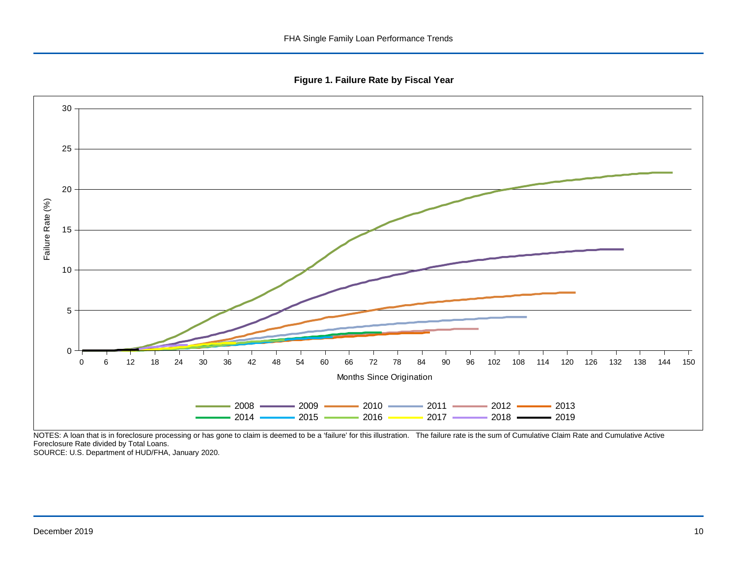FHA Single Family Loan Performance Trends

**Figure 1. Failure Rate by Fiscal Year**

Failure Rate (%)

30
25
20
15
10
5
0

0 6 12 18 24 30 36 42 48 54 60 66 72 78 84 90 96 102 108 114 120 126 132 138 144 150

Months Since Origination

2008 2009 2010 2011 2012 2013
2014 2015 2016 2017 2018 2019

NOTES: A loan that is in foreclosure processing or has gone to claim is deemed to be a 'failure' for this illustration. The failure rate is the sum of Cumulative Claim Rate and Cumulative Active Foreclosure Rate divided by Total Loans.
SOURCE: U.S. Department of HUD/FHA, January 2020.

December 2019